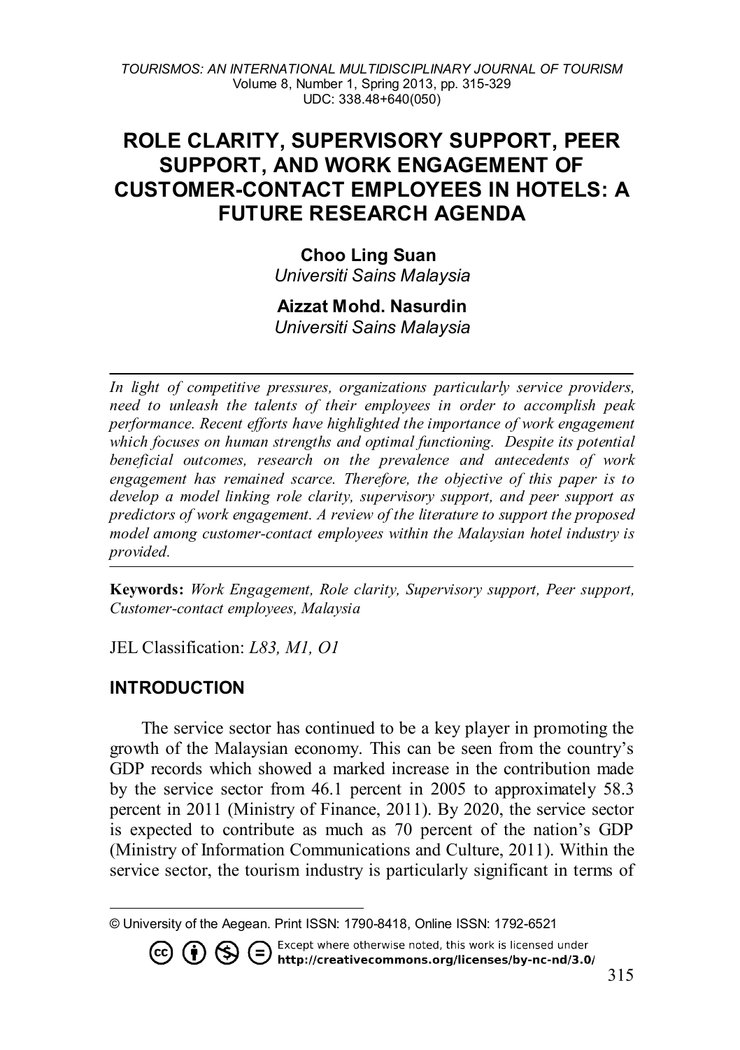# ROLE CLARITY, SUPERVISORY SUPPORT, PEER SUPPORT, AND WORK ENGAGEMENT OF CUSTOMER-CONTACT EMPLOYEES IN HOTELS: A FUTURE RESEARCH AGENDA

**Choo Ling Suan**
*Universiti Sains Malaysia*

**Aizzat Mohd. Nasurdin**
*Universiti Sains Malaysia*

---

*In light of competitive pressures, organizations particularly service providers, need to unleash the talents of their employees in order to accomplish peak performance. Recent efforts have highlighted the importance of work engagement which focuses on human strengths and optimal functioning. Despite its potential beneficial outcomes, research on the prevalence and antecedents of work engagement has remained scarce. Therefore, the objective of this paper is to develop a model linking role clarity, supervisory support, and peer support as predictors of work engagement. A review of the literature to support the proposed model among customer-contact employees within the Malaysian hotel industry is provided.*

---

**Keywords:** *Work Engagement, Role clarity, Supervisory support, Peer support, Customer-contact employees, Malaysia*

JEL Classification: *L83, M1, O1*

## INTRODUCTION

The service sector has continued to be a key player in promoting the growth of the Malaysian economy. This can be seen from the country's GDP records which showed a marked increase in the contribution made by the service sector from 46.1 percent in 2005 to approximately 58.3 percent in 2011 (Ministry of Finance, 2011). By 2020, the service sector is expected to contribute as much as 70 percent of the nation's GDP (Ministry of Information Communications and Culture, 2011). Within the service sector, the tourism industry is particularly significant in terms of

---

© University of the Aegean. Print ISSN: 1790-8418, Online ISSN: 1792-6521

Except where otherwise noted, this work is licensed under http://creativecommons.org/licenses/by-nc-nd/3.0/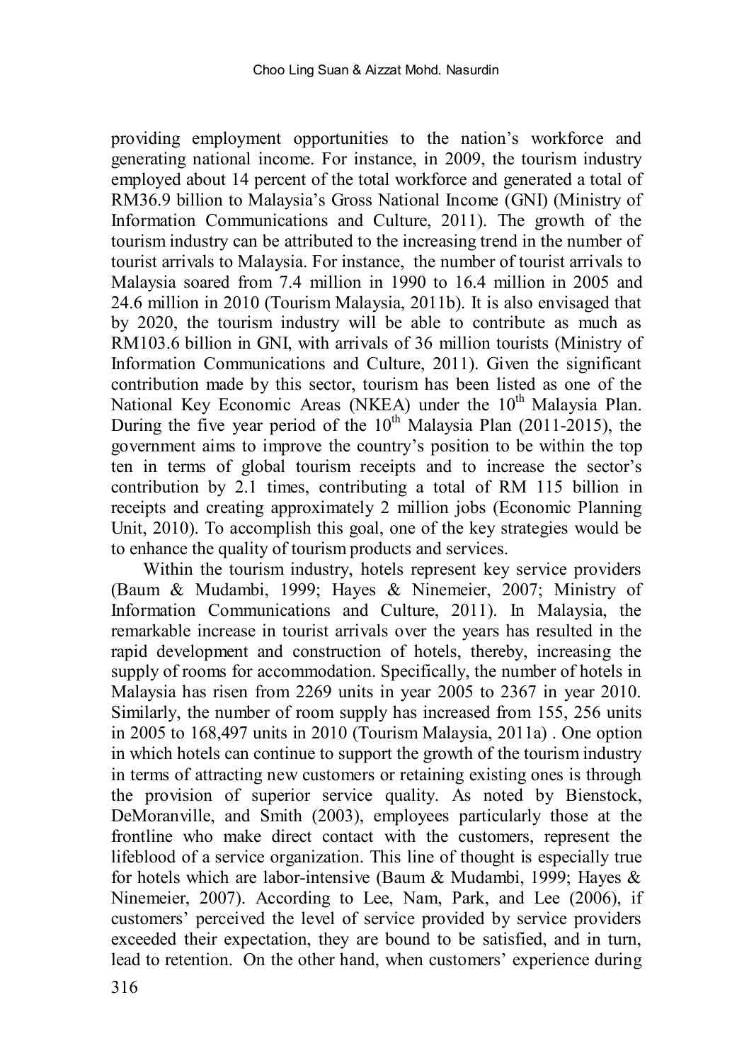providing employment opportunities to the nation's workforce and generating national income. For instance, in 2009, the tourism industry employed about 14 percent of the total workforce and generated a total of RM36.9 billion to Malaysia's Gross National Income (GNI) (Ministry of Information Communications and Culture, 2011). The growth of the tourism industry can be attributed to the increasing trend in the number of tourist arrivals to Malaysia. For instance, the number of tourist arrivals to Malaysia soared from 7.4 million in 1990 to 16.4 million in 2005 and 24.6 million in 2010 (Tourism Malaysia, 2011b). It is also envisaged that by 2020, the tourism industry will be able to contribute as much as RM103.6 billion in GNI, with arrivals of 36 million tourists (Ministry of Information Communications and Culture, 2011). Given the significant contribution made by this sector, tourism has been listed as one of the National Key Economic Areas (NKEA) under the 10th Malaysia Plan. During the five year period of the 10th Malaysia Plan (2011-2015), the government aims to improve the country's position to be within the top ten in terms of global tourism receipts and to increase the sector's contribution by 2.1 times, contributing a total of RM 115 billion in receipts and creating approximately 2 million jobs (Economic Planning Unit, 2010). To accomplish this goal, one of the key strategies would be to enhance the quality of tourism products and services.

Within the tourism industry, hotels represent key service providers (Baum & Mudambi, 1999; Hayes & Ninemeier, 2007; Ministry of Information Communications and Culture, 2011). In Malaysia, the remarkable increase in tourist arrivals over the years has resulted in the rapid development and construction of hotels, thereby, increasing the supply of rooms for accommodation. Specifically, the number of hotels in Malaysia has risen from 2269 units in year 2005 to 2367 in year 2010. Similarly, the number of room supply has increased from 155, 256 units in 2005 to 168,497 units in 2010 (Tourism Malaysia, 2011a) . One option in which hotels can continue to support the growth of the tourism industry in terms of attracting new customers or retaining existing ones is through the provision of superior service quality. As noted by Bienstock, DeMoranville, and Smith (2003), employees particularly those at the frontline who make direct contact with the customers, represent the lifeblood of a service organization. This line of thought is especially true for hotels which are labor-intensive (Baum & Mudambi, 1999; Hayes & Ninemeier, 2007). According to Lee, Nam, Park, and Lee (2006), if customers' perceived the level of service provided by service providers exceeded their expectation, they are bound to be satisfied, and in turn, lead to retention. On the other hand, when customers' experience during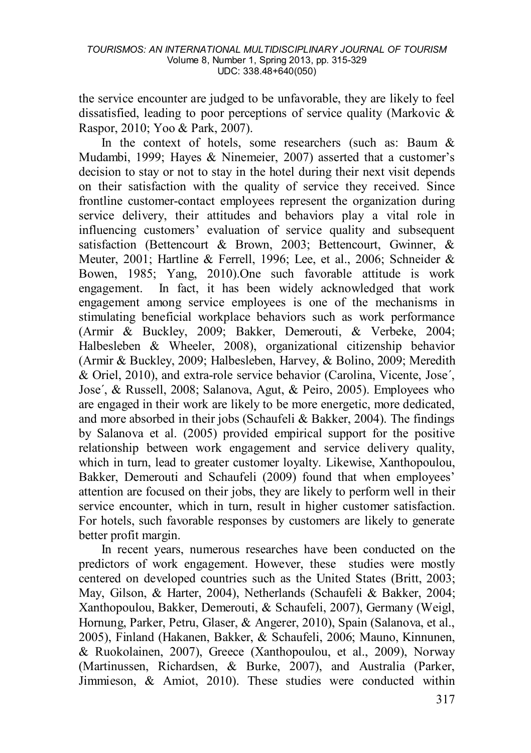the service encounter are judged to be unfavorable, they are likely to feel dissatisfied, leading to poor perceptions of service quality (Markovic & Raspor, 2010; Yoo & Park, 2007).

In the context of hotels, some researchers (such as: Baum & Mudambi, 1999; Hayes & Ninemeier, 2007) asserted that a customer's decision to stay or not to stay in the hotel during their next visit depends on their satisfaction with the quality of service they received. Since frontline customer-contact employees represent the organization during service delivery, their attitudes and behaviors play a vital role in influencing customers' evaluation of service quality and subsequent satisfaction (Bettencourt & Brown, 2003; Bettencourt, Gwinner, & Meuter, 2001; Hartline & Ferrell, 1996; Lee, et al., 2006; Schneider & Bowen, 1985; Yang, 2010).One such favorable attitude is work engagement. In fact, it has been widely acknowledged that work engagement among service employees is one of the mechanisms in stimulating beneficial workplace behaviors such as work performance (Armir & Buckley, 2009; Bakker, Demerouti, & Verbeke, 2004; Halbesleben & Wheeler, 2008), organizational citizenship behavior (Armir & Buckley, 2009; Halbesleben, Harvey, & Bolino, 2009; Meredith & Oriel, 2010), and extra-role service behavior (Carolina, Vicente, Jose´, Jose´, & Russell, 2008; Salanova, Agut, & Peiro, 2005). Employees who are engaged in their work are likely to be more energetic, more dedicated, and more absorbed in their jobs (Schaufeli & Bakker, 2004). The findings by Salanova et al. (2005) provided empirical support for the positive relationship between work engagement and service delivery quality, which in turn, lead to greater customer loyalty. Likewise, Xanthopoulou, Bakker, Demerouti and Schaufeli (2009) found that when employees' attention are focused on their jobs, they are likely to perform well in their service encounter, which in turn, result in higher customer satisfaction. For hotels, such favorable responses by customers are likely to generate better profit margin.

In recent years, numerous researches have been conducted on the predictors of work engagement. However, these studies were mostly centered on developed countries such as the United States (Britt, 2003; May, Gilson, & Harter, 2004), Netherlands (Schaufeli & Bakker, 2004; Xanthopoulou, Bakker, Demerouti, & Schaufeli, 2007), Germany (Weigl, Hornung, Parker, Petru, Glaser, & Angerer, 2010), Spain (Salanova, et al., 2005), Finland (Hakanen, Bakker, & Schaufeli, 2006; Mauno, Kinnunen, & Ruokolainen, 2007), Greece (Xanthopoulou, et al., 2009), Norway (Martinussen, Richardsen, & Burke, 2007), and Australia (Parker, Jimmieson, & Amiot, 2010). These studies were conducted within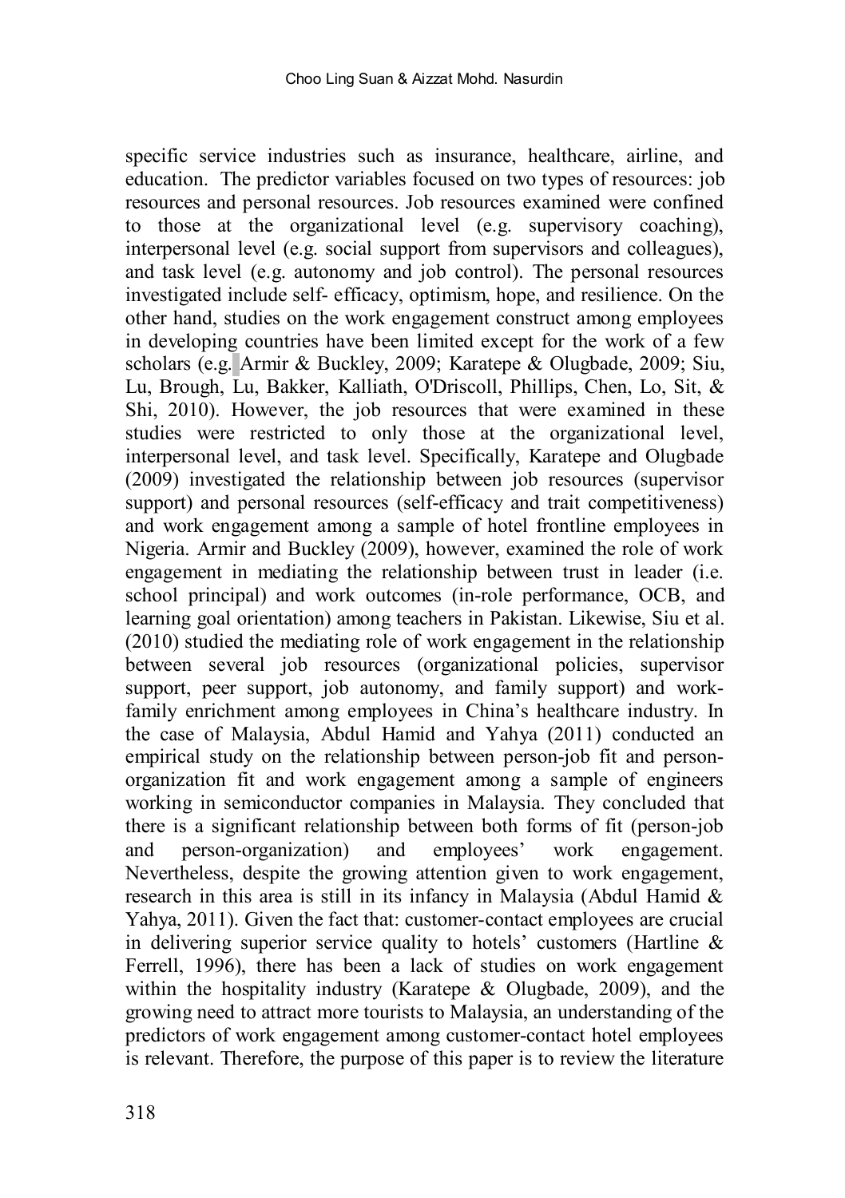specific service industries such as insurance, healthcare, airline, and education. The predictor variables focused on two types of resources: job resources and personal resources. Job resources examined were confined to those at the organizational level (e.g. supervisory coaching), interpersonal level (e.g. social support from supervisors and colleagues), and task level (e.g. autonomy and job control). The personal resources investigated include self- efficacy, optimism, hope, and resilience. On the other hand, studies on the work engagement construct among employees in developing countries have been limited except for the work of a few scholars (e.g. Armir & Buckley, 2009; Karatepe & Olugbade, 2009; Siu, Lu, Brough, Lu, Bakker, Kalliath, O'Driscoll, Phillips, Chen, Lo, Sit, & Shi, 2010). However, the job resources that were examined in these studies were restricted to only those at the organizational level, interpersonal level, and task level. Specifically, Karatepe and Olugbade (2009) investigated the relationship between job resources (supervisor support) and personal resources (self-efficacy and trait competitiveness) and work engagement among a sample of hotel frontline employees in Nigeria. Armir and Buckley (2009), however, examined the role of work engagement in mediating the relationship between trust in leader (i.e. school principal) and work outcomes (in-role performance, OCB, and learning goal orientation) among teachers in Pakistan. Likewise, Siu et al. (2010) studied the mediating role of work engagement in the relationship between several job resources (organizational policies, supervisor support, peer support, job autonomy, and family support) and work-family enrichment among employees in China's healthcare industry. In the case of Malaysia, Abdul Hamid and Yahya (2011) conducted an empirical study on the relationship between person-job fit and person-organization fit and work engagement among a sample of engineers working in semiconductor companies in Malaysia. They concluded that there is a significant relationship between both forms of fit (person-job and person-organization) and employees' work engagement. Nevertheless, despite the growing attention given to work engagement, research in this area is still in its infancy in Malaysia (Abdul Hamid & Yahya, 2011). Given the fact that: customer-contact employees are crucial in delivering superior service quality to hotels' customers (Hartline & Ferrell, 1996), there has been a lack of studies on work engagement within the hospitality industry (Karatepe & Olugbade, 2009), and the growing need to attract more tourists to Malaysia, an understanding of the predictors of work engagement among customer-contact hotel employees is relevant. Therefore, the purpose of this paper is to review the literature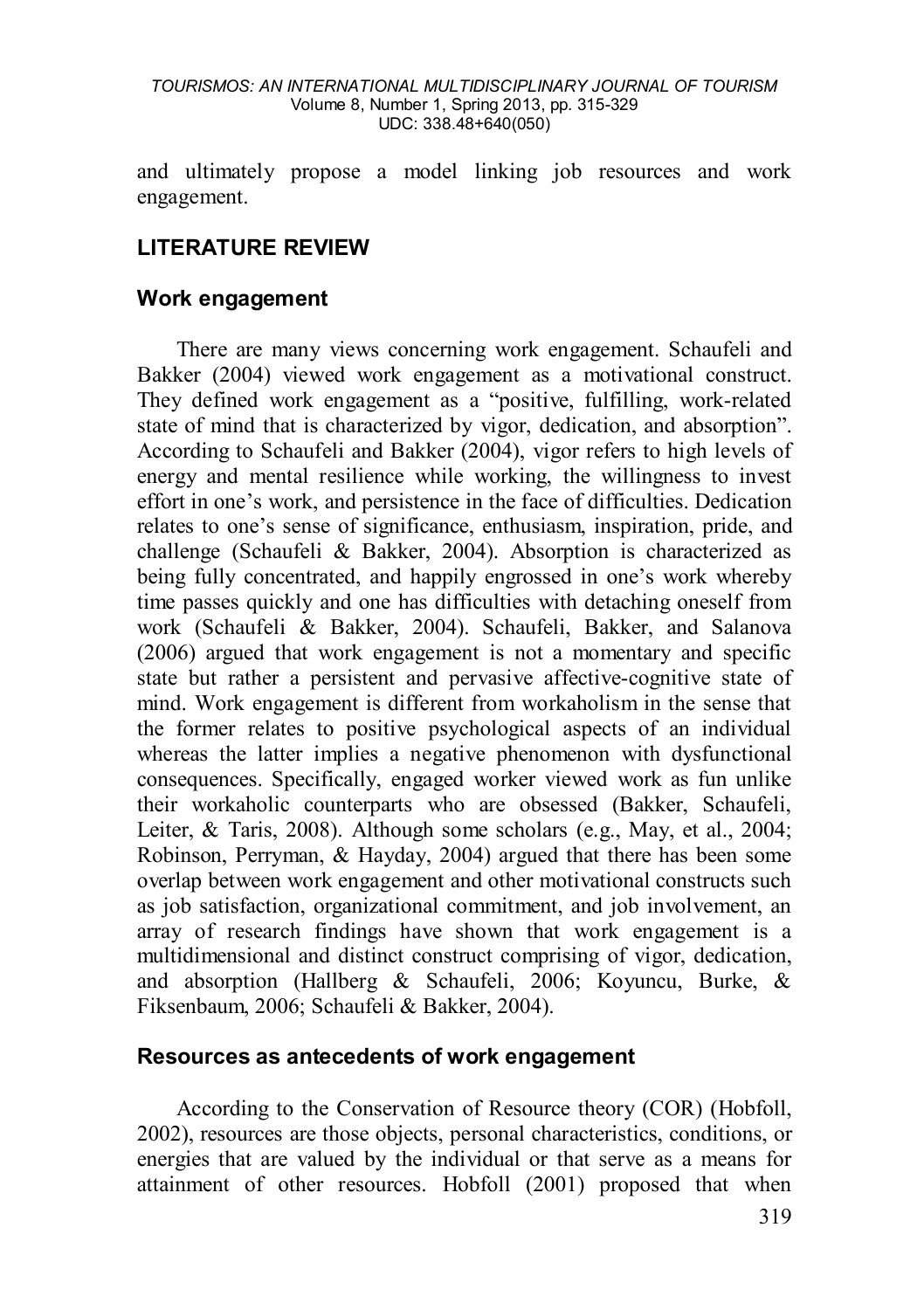and ultimately propose a model linking job resources and work engagement.

## LITERATURE REVIEW

### Work engagement

There are many views concerning work engagement. Schaufeli and Bakker (2004) viewed work engagement as a motivational construct. They defined work engagement as a "positive, fulfilling, work-related state of mind that is characterized by vigor, dedication, and absorption". According to Schaufeli and Bakker (2004), vigor refers to high levels of energy and mental resilience while working, the willingness to invest effort in one's work, and persistence in the face of difficulties. Dedication relates to one's sense of significance, enthusiasm, inspiration, pride, and challenge (Schaufeli & Bakker, 2004). Absorption is characterized as being fully concentrated, and happily engrossed in one's work whereby time passes quickly and one has difficulties with detaching oneself from work (Schaufeli & Bakker, 2004). Schaufeli, Bakker, and Salanova (2006) argued that work engagement is not a momentary and specific state but rather a persistent and pervasive affective-cognitive state of mind. Work engagement is different from workaholism in the sense that the former relates to positive psychological aspects of an individual whereas the latter implies a negative phenomenon with dysfunctional consequences. Specifically, engaged worker viewed work as fun unlike their workaholic counterparts who are obsessed (Bakker, Schaufeli, Leiter, & Taris, 2008). Although some scholars (e.g., May, et al., 2004; Robinson, Perryman, & Hayday, 2004) argued that there has been some overlap between work engagement and other motivational constructs such as job satisfaction, organizational commitment, and job involvement, an array of research findings have shown that work engagement is a multidimensional and distinct construct comprising of vigor, dedication, and absorption (Hallberg & Schaufeli, 2006; Koyuncu, Burke, & Fiksenbaum, 2006; Schaufeli & Bakker, 2004).

### Resources as antecedents of work engagement

According to the Conservation of Resource theory (COR) (Hobfoll, 2002), resources are those objects, personal characteristics, conditions, or energies that are valued by the individual or that serve as a means for attainment of other resources. Hobfoll (2001) proposed that when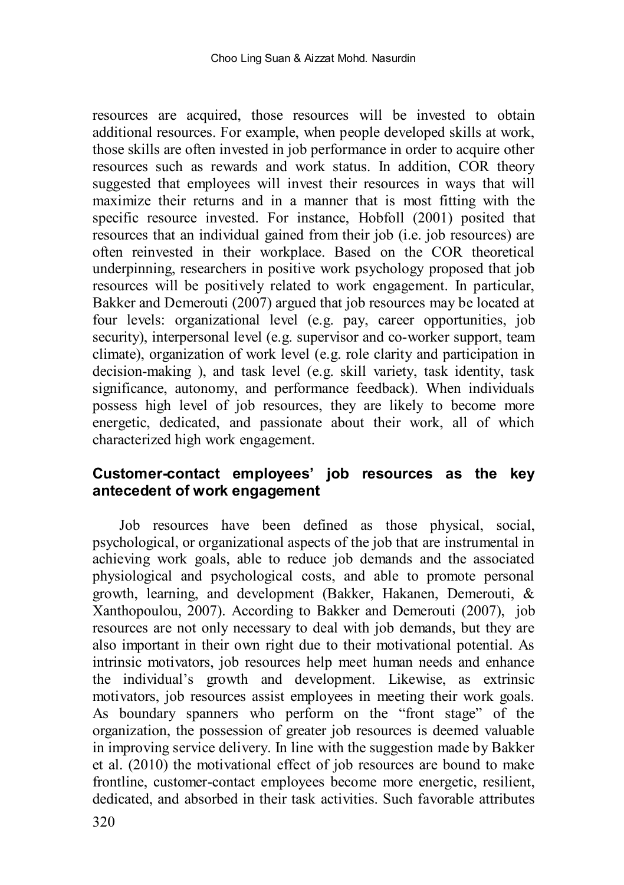resources are acquired, those resources will be invested to obtain additional resources. For example, when people developed skills at work, those skills are often invested in job performance in order to acquire other resources such as rewards and work status. In addition, COR theory suggested that employees will invest their resources in ways that will maximize their returns and in a manner that is most fitting with the specific resource invested. For instance, Hobfoll (2001) posited that resources that an individual gained from their job (i.e. job resources) are often reinvested in their workplace. Based on the COR theoretical underpinning, researchers in positive work psychology proposed that job resources will be positively related to work engagement. In particular, Bakker and Demerouti (2007) argued that job resources may be located at four levels: organizational level (e.g. pay, career opportunities, job security), interpersonal level (e.g. supervisor and co-worker support, team climate), organization of work level (e.g. role clarity and participation in decision-making ), and task level (e.g. skill variety, task identity, task significance, autonomy, and performance feedback). When individuals possess high level of job resources, they are likely to become more energetic, dedicated, and passionate about their work, all of which characterized high work engagement.

## Customer-contact employees' job resources as the key antecedent of work engagement

Job resources have been defined as those physical, social, psychological, or organizational aspects of the job that are instrumental in achieving work goals, able to reduce job demands and the associated physiological and psychological costs, and able to promote personal growth, learning, and development (Bakker, Hakanen, Demerouti, & Xanthopoulou, 2007). According to Bakker and Demerouti (2007), job resources are not only necessary to deal with job demands, but they are also important in their own right due to their motivational potential. As intrinsic motivators, job resources help meet human needs and enhance the individual's growth and development. Likewise, as extrinsic motivators, job resources assist employees in meeting their work goals. As boundary spanners who perform on the "front stage" of the organization, the possession of greater job resources is deemed valuable in improving service delivery. In line with the suggestion made by Bakker et al. (2010) the motivational effect of job resources are bound to make frontline, customer-contact employees become more energetic, resilient, dedicated, and absorbed in their task activities. Such favorable attributes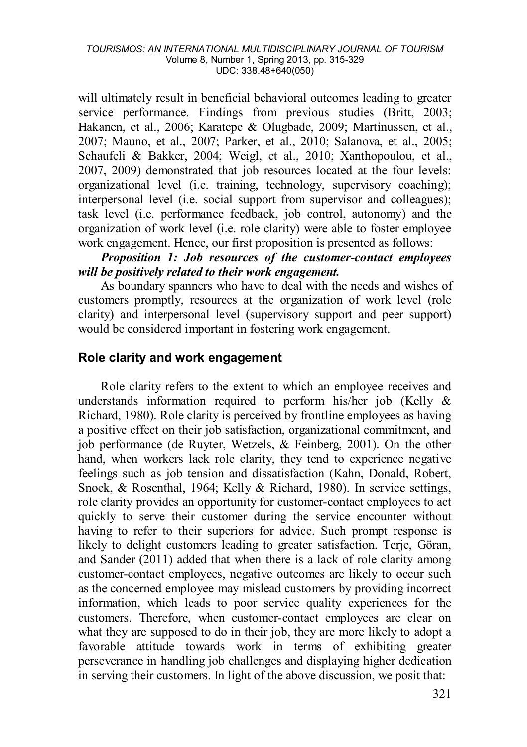will ultimately result in beneficial behavioral outcomes leading to greater service performance. Findings from previous studies (Britt, 2003; Hakanen, et al., 2006; Karatepe & Olugbade, 2009; Martinussen, et al., 2007; Mauno, et al., 2007; Parker, et al., 2010; Salanova, et al., 2005; Schaufeli & Bakker, 2004; Weigl, et al., 2010; Xanthopoulou, et al., 2007, 2009) demonstrated that job resources located at the four levels: organizational level (i.e. training, technology, supervisory coaching); interpersonal level (i.e. social support from supervisor and colleagues); task level (i.e. performance feedback, job control, autonomy) and the organization of work level (i.e. role clarity) were able to foster employee work engagement. Hence, our first proposition is presented as follows:

***Proposition 1: Job resources of the customer-contact employees will be positively related to their work engagement.***

As boundary spanners who have to deal with the needs and wishes of customers promptly, resources at the organization of work level (role clarity) and interpersonal level (supervisory support and peer support) would be considered important in fostering work engagement.

## Role clarity and work engagement

Role clarity refers to the extent to which an employee receives and understands information required to perform his/her job (Kelly & Richard, 1980). Role clarity is perceived by frontline employees as having a positive effect on their job satisfaction, organizational commitment, and job performance (de Ruyter, Wetzels, & Feinberg, 2001). On the other hand, when workers lack role clarity, they tend to experience negative feelings such as job tension and dissatisfaction (Kahn, Donald, Robert, Snoek, & Rosenthal, 1964; Kelly & Richard, 1980). In service settings, role clarity provides an opportunity for customer-contact employees to act quickly to serve their customer during the service encounter without having to refer to their superiors for advice. Such prompt response is likely to delight customers leading to greater satisfaction. Terje, Göran, and Sander (2011) added that when there is a lack of role clarity among customer-contact employees, negative outcomes are likely to occur such as the concerned employee may mislead customers by providing incorrect information, which leads to poor service quality experiences for the customers. Therefore, when customer-contact employees are clear on what they are supposed to do in their job, they are more likely to adopt a favorable attitude towards work in terms of exhibiting greater perseverance in handling job challenges and displaying higher dedication in serving their customers. In light of the above discussion, we posit that: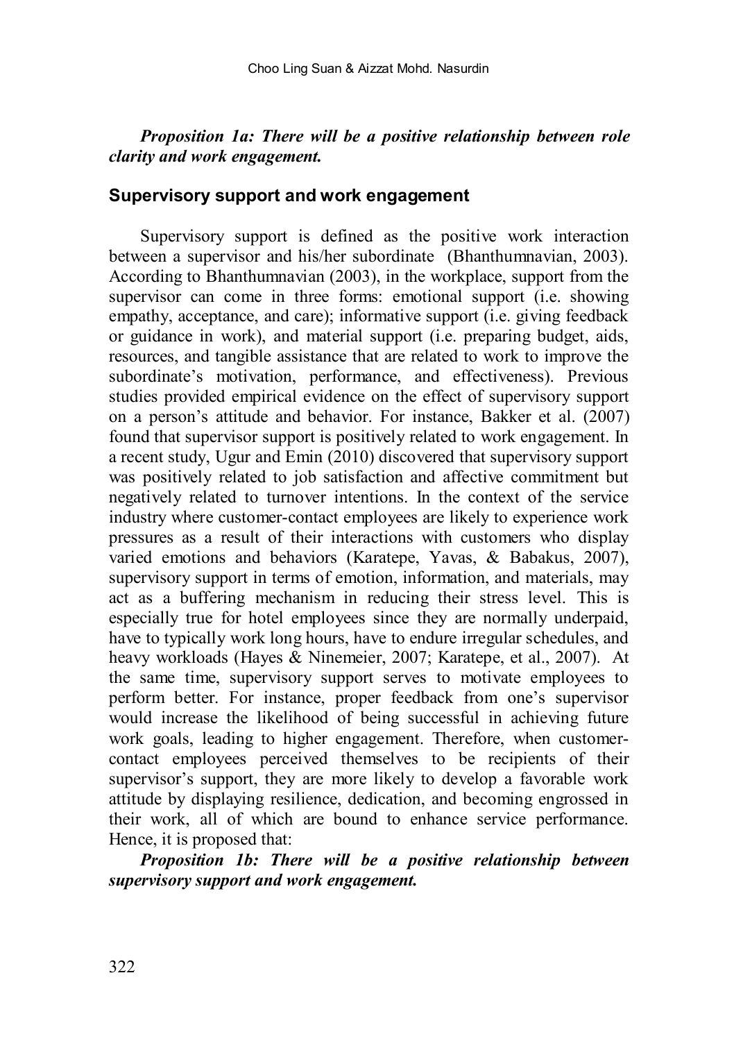***Proposition 1a: There will be a positive relationship between role clarity and work engagement.***

## Supervisory support and work engagement

Supervisory support is defined as the positive work interaction between a supervisor and his/her subordinate (Bhanthumnavian, 2003). According to Bhanthumnavian (2003), in the workplace, support from the supervisor can come in three forms: emotional support (i.e. showing empathy, acceptance, and care); informative support (i.e. giving feedback or guidance in work), and material support (i.e. preparing budget, aids, resources, and tangible assistance that are related to work to improve the subordinate's motivation, performance, and effectiveness). Previous studies provided empirical evidence on the effect of supervisory support on a person's attitude and behavior. For instance, Bakker et al. (2007) found that supervisor support is positively related to work engagement. In a recent study, Ugur and Emin (2010) discovered that supervisory support was positively related to job satisfaction and affective commitment but negatively related to turnover intentions. In the context of the service industry where customer-contact employees are likely to experience work pressures as a result of their interactions with customers who display varied emotions and behaviors (Karatepe, Yavas, & Babakus, 2007), supervisory support in terms of emotion, information, and materials, may act as a buffering mechanism in reducing their stress level. This is especially true for hotel employees since they are normally underpaid, have to typically work long hours, have to endure irregular schedules, and heavy workloads (Hayes & Ninemeier, 2007; Karatepe, et al., 2007). At the same time, supervisory support serves to motivate employees to perform better. For instance, proper feedback from one's supervisor would increase the likelihood of being successful in achieving future work goals, leading to higher engagement. Therefore, when customer-contact employees perceived themselves to be recipients of their supervisor's support, they are more likely to develop a favorable work attitude by displaying resilience, dedication, and becoming engrossed in their work, all of which are bound to enhance service performance. Hence, it is proposed that:

***Proposition 1b: There will be a positive relationship between supervisory support and work engagement.***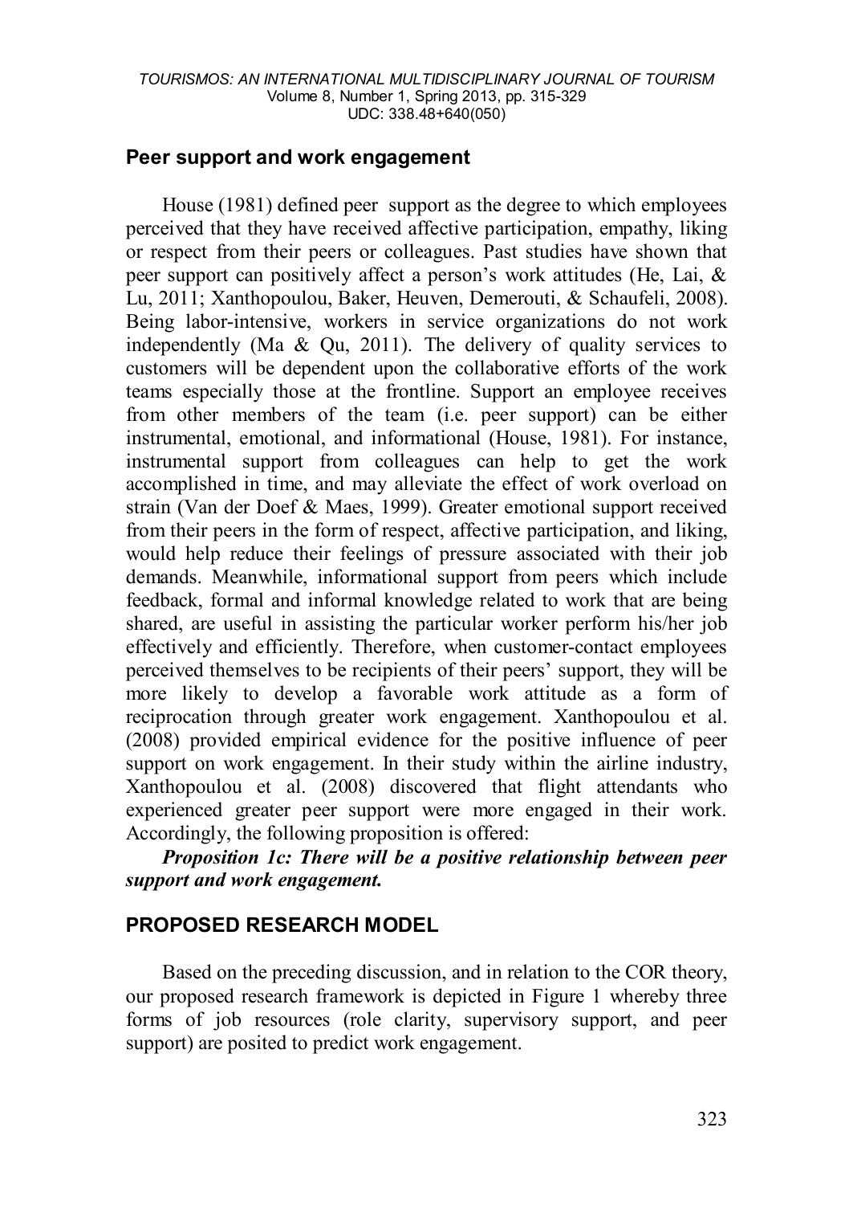## Peer support and work engagement

House (1981) defined peer support as the degree to which employees perceived that they have received affective participation, empathy, liking or respect from their peers or colleagues. Past studies have shown that peer support can positively affect a person's work attitudes (He, Lai, & Lu, 2011; Xanthopoulou, Baker, Heuven, Demerouti, & Schaufeli, 2008). Being labor-intensive, workers in service organizations do not work independently (Ma & Qu, 2011). The delivery of quality services to customers will be dependent upon the collaborative efforts of the work teams especially those at the frontline. Support an employee receives from other members of the team (i.e. peer support) can be either instrumental, emotional, and informational (House, 1981). For instance, instrumental support from colleagues can help to get the work accomplished in time, and may alleviate the effect of work overload on strain (Van der Doef & Maes, 1999). Greater emotional support received from their peers in the form of respect, affective participation, and liking, would help reduce their feelings of pressure associated with their job demands. Meanwhile, informational support from peers which include feedback, formal and informal knowledge related to work that are being shared, are useful in assisting the particular worker perform his/her job effectively and efficiently. Therefore, when customer-contact employees perceived themselves to be recipients of their peers' support, they will be more likely to develop a favorable work attitude as a form of reciprocation through greater work engagement. Xanthopoulou et al. (2008) provided empirical evidence for the positive influence of peer support on work engagement. In their study within the airline industry, Xanthopoulou et al. (2008) discovered that flight attendants who experienced greater peer support were more engaged in their work. Accordingly, the following proposition is offered:

***Proposition 1c: There will be a positive relationship between peer support and work engagement.***

## PROPOSED RESEARCH MODEL

Based on the preceding discussion, and in relation to the COR theory, our proposed research framework is depicted in Figure 1 whereby three forms of job resources (role clarity, supervisory support, and peer support) are posited to predict work engagement.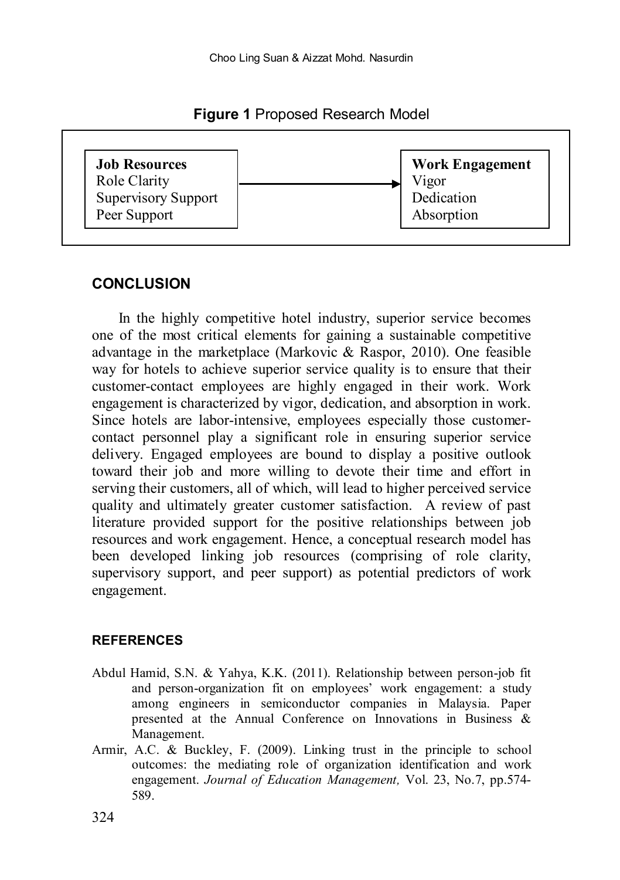**Figure 1** Proposed Research Model

| Job Resources | | Work Engagement |
|---|---|---|
| Role Clarity | → | Vigor |
| Supervisory Support | | Dedication |
| Peer Support | | Absorption |

## CONCLUSION

In the highly competitive hotel industry, superior service becomes one of the most critical elements for gaining a sustainable competitive advantage in the marketplace (Markovic & Raspor, 2010). One feasible way for hotels to achieve superior service quality is to ensure that their customer-contact employees are highly engaged in their work. Work engagement is characterized by vigor, dedication, and absorption in work. Since hotels are labor-intensive, employees especially those customer-contact personnel play a significant role in ensuring superior service delivery. Engaged employees are bound to display a positive outlook toward their job and more willing to devote their time and effort in serving their customers, all of which, will lead to higher perceived service quality and ultimately greater customer satisfaction. A review of past literature provided support for the positive relationships between job resources and work engagement. Hence, a conceptual research model has been developed linking job resources (comprising of role clarity, supervisory support, and peer support) as potential predictors of work engagement.

### REFERENCES

Abdul Hamid, S.N. & Yahya, K.K. (2011). Relationship between person-job fit and person-organization fit on employees' work engagement: a study among engineers in semiconductor companies in Malaysia. Paper presented at the Annual Conference on Innovations in Business & Management.

Armir, A.C. & Buckley, F. (2009). Linking trust in the principle to school outcomes: the mediating role of organization identification and work engagement. *Journal of Education Management,* Vol. 23, No.7, pp.574-589.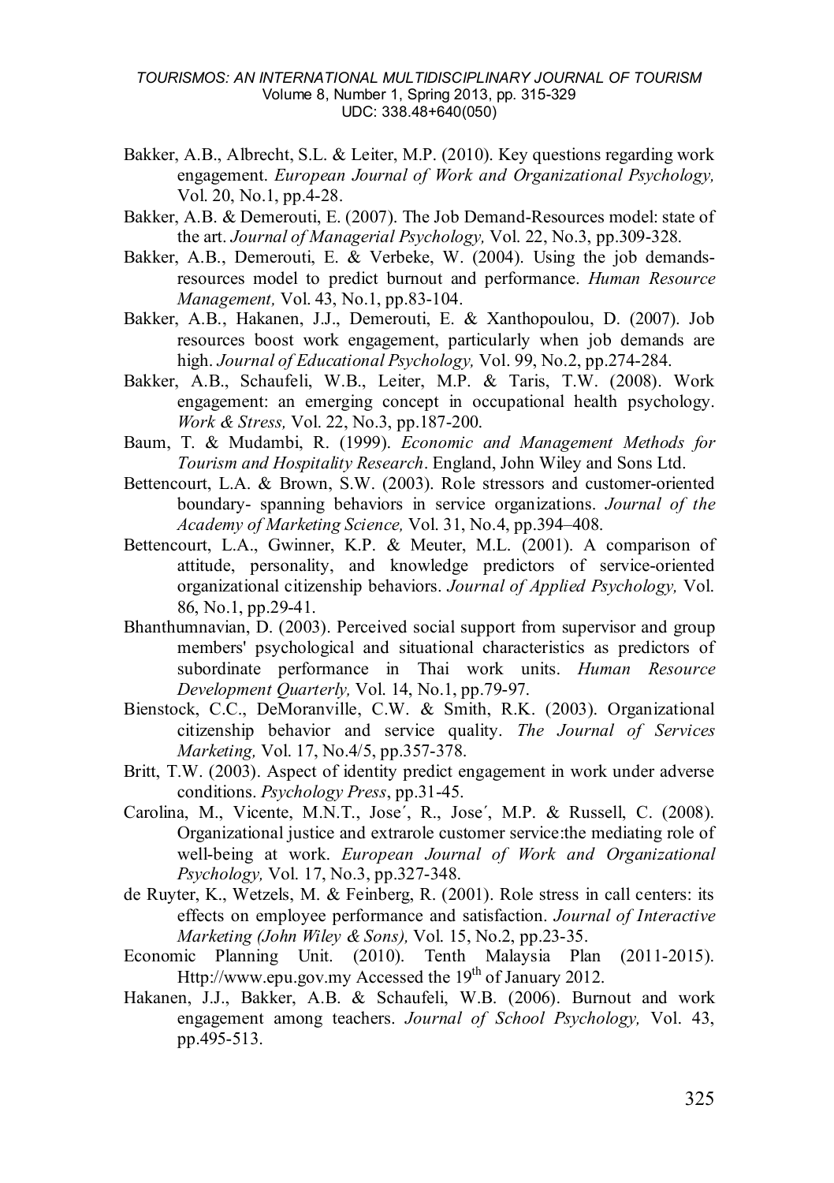Bakker, A.B., Albrecht, S.L. & Leiter, M.P. (2010). Key questions regarding work engagement. *European Journal of Work and Organizational Psychology,* Vol. 20, No.1, pp.4-28.

Bakker, A.B. & Demerouti, E. (2007). The Job Demand-Resources model: state of the art. *Journal of Managerial Psychology,* Vol. 22, No.3, pp.309-328.

Bakker, A.B., Demerouti, E. & Verbeke, W. (2004). Using the job demands-resources model to predict burnout and performance. *Human Resource Management,* Vol. 43, No.1, pp.83-104.

Bakker, A.B., Hakanen, J.J., Demerouti, E. & Xanthopoulou, D. (2007). Job resources boost work engagement, particularly when job demands are high. *Journal of Educational Psychology,* Vol. 99, No.2, pp.274-284.

Bakker, A.B., Schaufeli, W.B., Leiter, M.P. & Taris, T.W. (2008). Work engagement: an emerging concept in occupational health psychology. *Work & Stress,* Vol. 22, No.3, pp.187-200.

Baum, T. & Mudambi, R. (1999). *Economic and Management Methods for Tourism and Hospitality Research*. England, John Wiley and Sons Ltd.

Bettencourt, L.A. & Brown, S.W. (2003). Role stressors and customer-oriented boundary- spanning behaviors in service organizations. *Journal of the Academy of Marketing Science,* Vol. 31, No.4, pp.394–408.

Bettencourt, L.A., Gwinner, K.P. & Meuter, M.L. (2001). A comparison of attitude, personality, and knowledge predictors of service-oriented organizational citizenship behaviors. *Journal of Applied Psychology,* Vol. 86, No.1, pp.29-41.

Bhanthumnavian, D. (2003). Perceived social support from supervisor and group members' psychological and situational characteristics as predictors of subordinate performance in Thai work units. *Human Resource Development Quarterly,* Vol. 14, No.1, pp.79-97.

Bienstock, C.C., DeMoranville, C.W. & Smith, R.K. (2003). Organizational citizenship behavior and service quality. *The Journal of Services Marketing,* Vol. 17, No.4/5, pp.357-378.

Britt, T.W. (2003). Aspect of identity predict engagement in work under adverse conditions. *Psychology Press*, pp.31-45.

Carolina, M., Vicente, M.N.T., Jose´, R., Jose´, M.P. & Russell, C. (2008). Organizational justice and extrarole customer service:the mediating role of well-being at work. *European Journal of Work and Organizational Psychology,* Vol. 17, No.3, pp.327-348.

de Ruyter, K., Wetzels, M. & Feinberg, R. (2001). Role stress in call centers: its effects on employee performance and satisfaction. *Journal of Interactive Marketing (John Wiley & Sons),* Vol. 15, No.2, pp.23-35.

Economic Planning Unit. (2010). Tenth Malaysia Plan (2011-2015). Http://www.epu.gov.my Accessed the 19th of January 2012.

Hakanen, J.J., Bakker, A.B. & Schaufeli, W.B. (2006). Burnout and work engagement among teachers. *Journal of School Psychology,* Vol. 43, pp.495-513.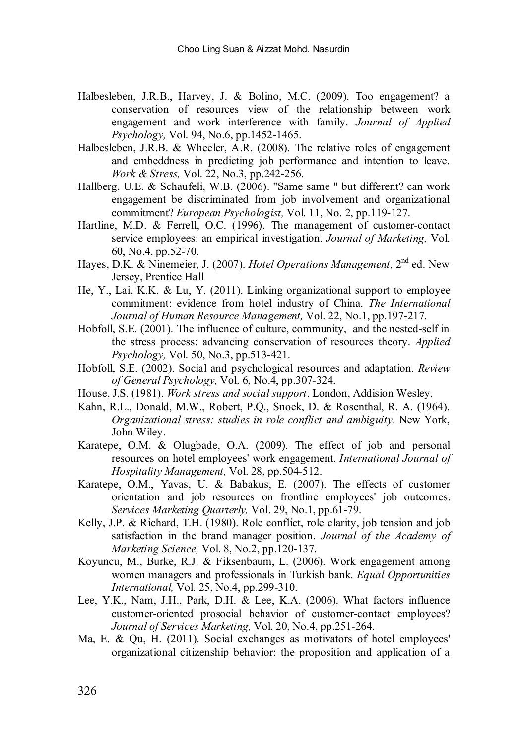Halbesleben, J.R.B., Harvey, J. & Bolino, M.C. (2009). Too engagement? a conservation of resources view of the relationship between work engagement and work interference with family. *Journal of Applied Psychology,* Vol. 94, No.6, pp.1452-1465.

Halbesleben, J.R.B. & Wheeler, A.R. (2008). The relative roles of engagement and embeddness in predicting job performance and intention to leave. *Work & Stress,* Vol. 22, No.3, pp.242-256.

Hallberg, U.E. & Schaufeli, W.B. (2006). "Same same " but different? can work engagement be discriminated from job involvement and organizational commitment? *European Psychologist,* Vol. 11, No. 2, pp.119-127.

Hartline, M.D. & Ferrell, O.C. (1996). The management of customer-contact service employees: an empirical investigation. *Journal of Marketing,* Vol. 60, No.4, pp.52-70.

Hayes, D.K. & Ninemeier, J. (2007). *Hotel Operations Management,* 2nd ed. New Jersey, Prentice Hall

He, Y., Lai, K.K. & Lu, Y. (2011). Linking organizational support to employee commitment: evidence from hotel industry of China. *The International Journal of Human Resource Management,* Vol. 22, No.1, pp.197-217.

Hobfoll, S.E. (2001). The influence of culture, community, and the nested-self in the stress process: advancing conservation of resources theory. *Applied Psychology,* Vol. 50, No.3, pp.513-421.

Hobfoll, S.E. (2002). Social and psychological resources and adaptation. *Review of General Psychology,* Vol. 6, No.4, pp.307-324.

House, J.S. (1981). *Work stress and social support*. London, Addision Wesley.

Kahn, R.L., Donald, M.W., Robert, P.Q., Snoek, D. & Rosenthal, R. A. (1964). *Organizational stress: studies in role conflict and ambiguity*. New York, John Wiley.

Karatepe, O.M. & Olugbade, O.A. (2009). The effect of job and personal resources on hotel employees' work engagement. *International Journal of Hospitality Management,* Vol. 28, pp.504-512.

Karatepe, O.M., Yavas, U. & Babakus, E. (2007). The effects of customer orientation and job resources on frontline employees' job outcomes. *Services Marketing Quarterly,* Vol. 29, No.1, pp.61-79.

Kelly, J.P. & Richard, T.H. (1980). Role conflict, role clarity, job tension and job satisfaction in the brand manager position. *Journal of the Academy of Marketing Science,* Vol. 8, No.2, pp.120-137.

Koyuncu, M., Burke, R.J. & Fiksenbaum, L. (2006). Work engagement among women managers and professionals in Turkish bank. *Equal Opportunities International,* Vol. 25, No.4, pp.299-310.

Lee, Y.K., Nam, J.H., Park, D.H. & Lee, K.A. (2006). What factors influence customer-oriented prosocial behavior of customer-contact employees? *Journal of Services Marketing,* Vol. 20, No.4, pp.251-264.

Ma, E. & Qu, H. (2011). Social exchanges as motivators of hotel employees' organizational citizenship behavior: the proposition and application of a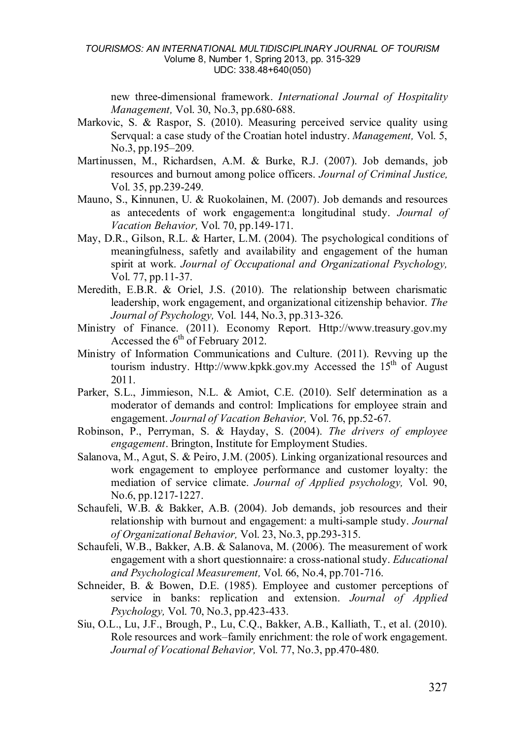new three-dimensional framework. *International Journal of Hospitality Management,* Vol. 30, No.3, pp.680-688.

Markovic, S. & Raspor, S. (2010). Measuring perceived service quality using Servqual: a case study of the Croatian hotel industry. *Management,* Vol. 5, No.3, pp.195–209.

Martinussen, M., Richardsen, A.M. & Burke, R.J. (2007). Job demands, job resources and burnout among police officers. *Journal of Criminal Justice,* Vol. 35, pp.239-249.

Mauno, S., Kinnunen, U. & Ruokolainen, M. (2007). Job demands and resources as antecedents of work engagement:a longitudinal study. *Journal of Vacation Behavior,* Vol. 70, pp.149-171.

May, D.R., Gilson, R.L. & Harter, L.M. (2004). The psychological conditions of meaningfulness, safety and availability and engagement of the human spirit at work. *Journal of Occupational and Organizational Psychology,* Vol. 77, pp.11-37.

Meredith, E.B.R. & Oriel, J.S. (2010). The relationship between charismatic leadership, work engagement, and organizational citizenship behavior. *The Journal of Psychology,* Vol. 144, No.3, pp.313-326.

Ministry of Finance. (2011). Economy Report. Http://www.treasury.gov.my Accessed the 6th of February 2012.

Ministry of Information Communications and Culture. (2011). Revving up the tourism industry. Http://www.kpkk.gov.my Accessed the 15th of August 2011.

Parker, S.L., Jimmieson, N.L. & Amiot, C.E. (2010). Self determination as a moderator of demands and control: Implications for employee strain and engagement. *Journal of Vacation Behavior,* Vol. 76, pp.52-67.

Robinson, P., Perryman, S. & Hayday, S. (2004). *The drivers of employee engagement*. Brington, Institute for Employment Studies.

Salanova, M., Agut, S. & Peiro, J.M. (2005). Linking organizational resources and work engagement to employee performance and customer loyalty: the mediation of service climate. *Journal of Applied psychology,* Vol. 90, No.6, pp.1217-1227.

Schaufeli, W.B. & Bakker, A.B. (2004). Job demands, job resources and their relationship with burnout and engagement: a multi-sample study. *Journal of Organizational Behavior,* Vol. 23, No.3, pp.293-315.

Schaufeli, W.B., Bakker, A.B. & Salanova, M. (2006). The measurement of work engagement with a short questionnaire: a cross-national study. *Educational and Psychological Measurement,* Vol. 66, No.4, pp.701-716.

Schneider, B. & Bowen, D.E. (1985). Employee and customer perceptions of service in banks: replication and extension. *Journal of Applied Psychology,* Vol. 70, No.3, pp.423-433.

Siu, O.L., Lu, J.F., Brough, P., Lu, C.Q., Bakker, A.B., Kalliath, T., et al. (2010). Role resources and work–family enrichment: the role of work engagement. *Journal of Vocational Behavior,* Vol. 77, No.3, pp.470-480.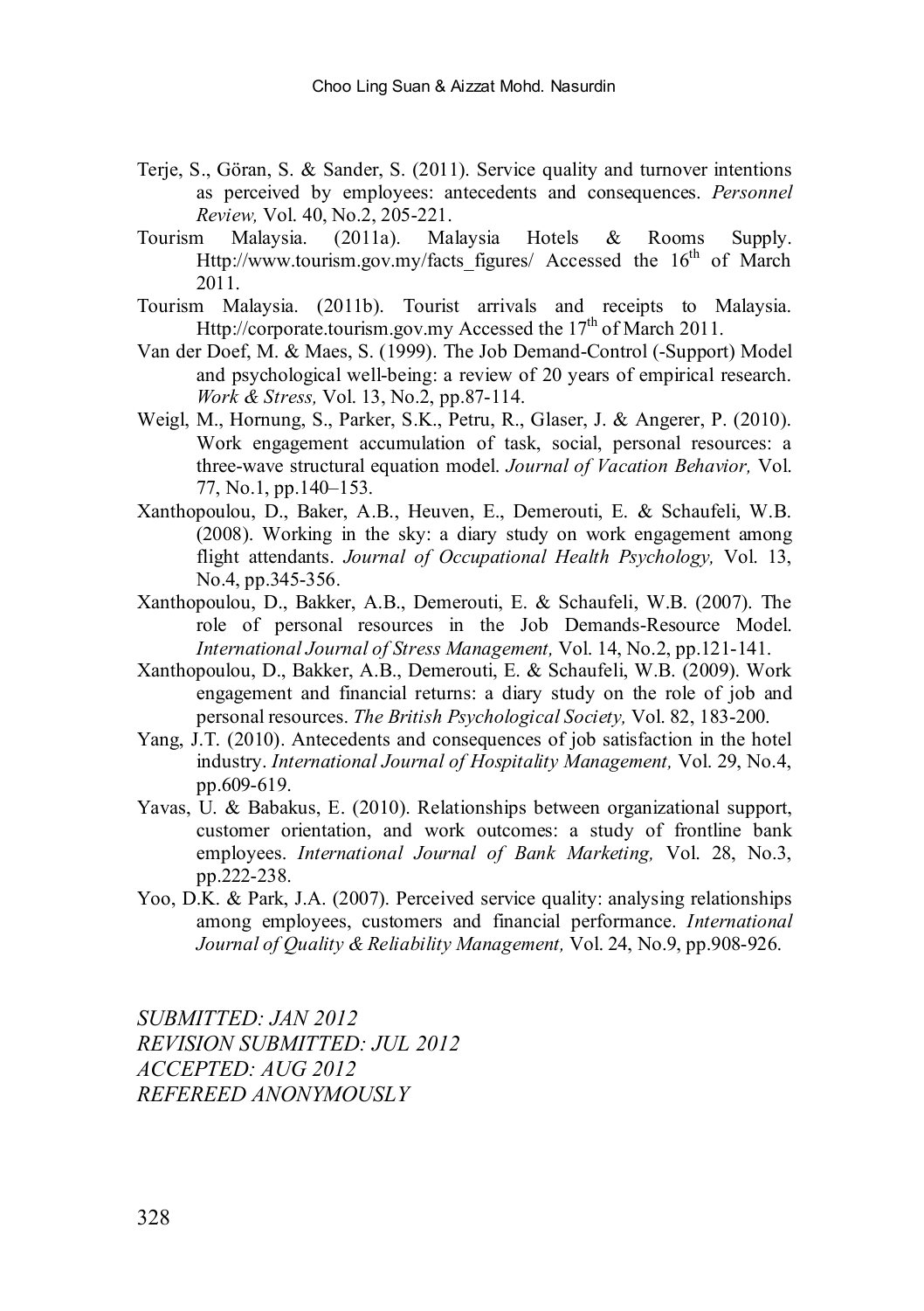Terje, S., Göran, S. & Sander, S. (2011). Service quality and turnover intentions as perceived by employees: antecedents and consequences. *Personnel Review,* Vol. 40, No.2, 205-221.

Tourism Malaysia. (2011a). Malaysia Hotels & Rooms Supply. Http://www.tourism.gov.my/facts_figures/ Accessed the 16th of March 2011.

Tourism Malaysia. (2011b). Tourist arrivals and receipts to Malaysia. Http://corporate.tourism.gov.my Accessed the 17th of March 2011.

Van der Doef, M. & Maes, S. (1999). The Job Demand-Control (-Support) Model and psychological well-being: a review of 20 years of empirical research. *Work & Stress,* Vol. 13, No.2, pp.87-114.

Weigl, M., Hornung, S., Parker, S.K., Petru, R., Glaser, J. & Angerer, P. (2010). Work engagement accumulation of task, social, personal resources: a three-wave structural equation model. *Journal of Vacation Behavior,* Vol. 77, No.1, pp.140–153.

Xanthopoulou, D., Baker, A.B., Heuven, E., Demerouti, E. & Schaufeli, W.B. (2008). Working in the sky: a diary study on work engagement among flight attendants. *Journal of Occupational Health Psychology,* Vol. 13, No.4, pp.345-356.

Xanthopoulou, D., Bakker, A.B., Demerouti, E. & Schaufeli, W.B. (2007). The role of personal resources in the Job Demands-Resource Model. *International Journal of Stress Management,* Vol. 14, No.2, pp.121-141.

Xanthopoulou, D., Bakker, A.B., Demerouti, E. & Schaufeli, W.B. (2009). Work engagement and financial returns: a diary study on the role of job and personal resources. *The British Psychological Society,* Vol. 82, 183-200.

Yang, J.T. (2010). Antecedents and consequences of job satisfaction in the hotel industry. *International Journal of Hospitality Management,* Vol. 29, No.4, pp.609-619.

Yavas, U. & Babakus, E. (2010). Relationships between organizational support, customer orientation, and work outcomes: a study of frontline bank employees. *International Journal of Bank Marketing,* Vol. 28, No.3, pp.222-238.

Yoo, D.K. & Park, J.A. (2007). Perceived service quality: analysing relationships among employees, customers and financial performance. *International Journal of Quality & Reliability Management,* Vol. 24, No.9, pp.908-926.

*SUBMITTED: JAN 2012*
*REVISION SUBMITTED: JUL 2012*
*ACCEPTED: AUG 2012*
*REFEREED ANONYMOUSLY*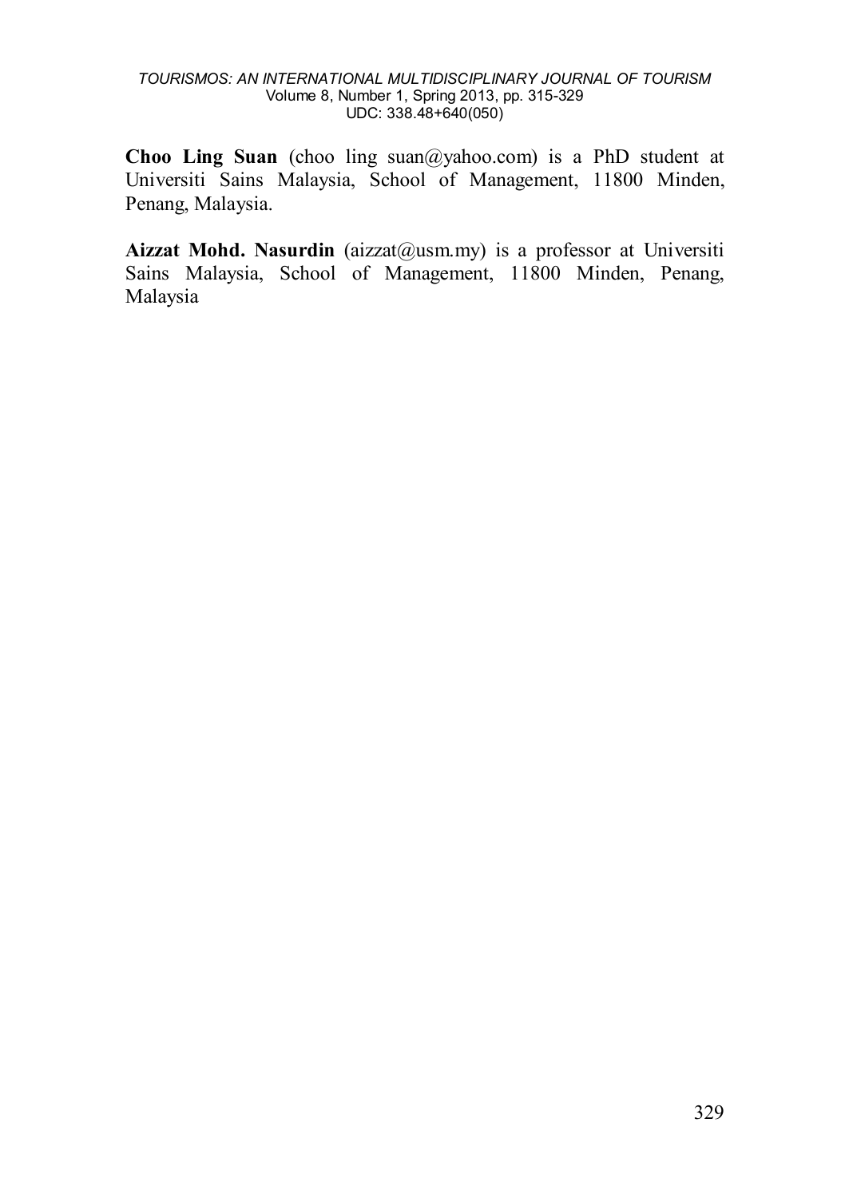**Choo Ling Suan** (choo ling suan@yahoo.com) is a PhD student at Universiti Sains Malaysia, School of Management, 11800 Minden, Penang, Malaysia.

**Aizzat Mohd. Nasurdin** (aizzat@usm.my) is a professor at Universiti Sains Malaysia, School of Management, 11800 Minden, Penang, Malaysia